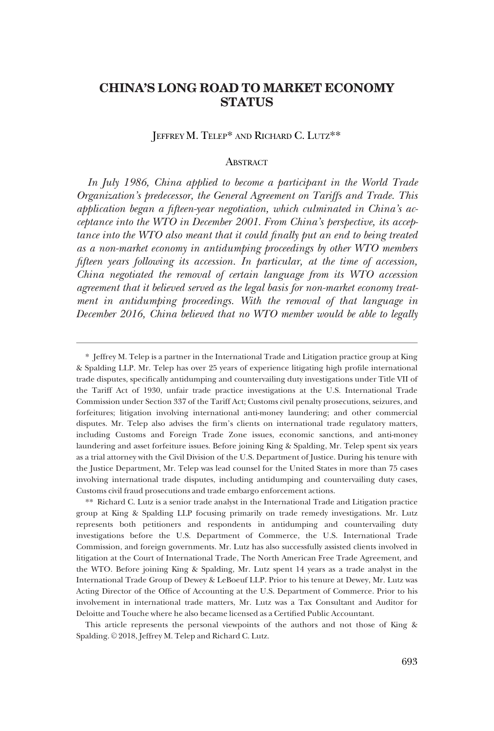# CHINA'S LONG ROAD TO MARKET ECONOMY STATUS

JEFFREY M. TELEP* AND RICHARD C. LUTZ**

## ABSTRACT

*In July 1986, China applied to become a participant in the World Trade Organization's predecessor, the General Agreement on Tariffs and Trade. This application began a fifteen-year negotiation, which culminated in China's acceptance into the WTO in December 2001. From China's perspective, its acceptance into the WTO also meant that it could finally put an end to being treated as a non-market economy in antidumping proceedings by other WTO members fifteen years following its accession. In particular, at the time of accession, China negotiated the removal of certain language from its WTO accession agreement that it believed served as the legal basis for non-market economy treatment in antidumping proceedings. With the removal of that language in December 2016, China believed that no WTO member would be able to legally*

---

\* Jeffrey M. Telep is a partner in the International Trade and Litigation practice group at King & Spalding LLP. Mr. Telep has over 25 years of experience litigating high profile international trade disputes, specifically antidumping and countervailing duty investigations under Title VII of the Tariff Act of 1930, unfair trade practice investigations at the U.S. International Trade Commission under Section 337 of the Tariff Act; Customs civil penalty prosecutions, seizures, and forfeitures; litigation involving international anti-money laundering; and other commercial disputes. Mr. Telep also advises the firm's clients on international trade regulatory matters, including Customs and Foreign Trade Zone issues, economic sanctions, and anti-money laundering and asset forfeiture issues. Before joining King & Spalding, Mr. Telep spent six years as a trial attorney with the Civil Division of the U.S. Department of Justice. During his tenure with the Justice Department, Mr. Telep was lead counsel for the United States in more than 75 cases involving international trade disputes, including antidumping and countervailing duty cases, Customs civil fraud prosecutions and trade embargo enforcement actions.

\*\* Richard C. Lutz is a senior trade analyst in the International Trade and Litigation practice group at King & Spalding LLP focusing primarily on trade remedy investigations. Mr. Lutz represents both petitioners and respondents in antidumping and countervailing duty investigations before the U.S. Department of Commerce, the U.S. International Trade Commission, and foreign governments. Mr. Lutz has also successfully assisted clients involved in litigation at the Court of International Trade, The North American Free Trade Agreement, and the WTO. Before joining King & Spalding, Mr. Lutz spent 14 years as a trade analyst in the International Trade Group of Dewey & LeBoeuf LLP. Prior to his tenure at Dewey, Mr. Lutz was Acting Director of the Office of Accounting at the U.S. Department of Commerce. Prior to his involvement in international trade matters, Mr. Lutz was a Tax Consultant and Auditor for Deloitte and Touche where he also became licensed as a Certified Public Accountant.

This article represents the personal viewpoints of the authors and not those of King & Spalding. © 2018, Jeffrey M. Telep and Richard C. Lutz.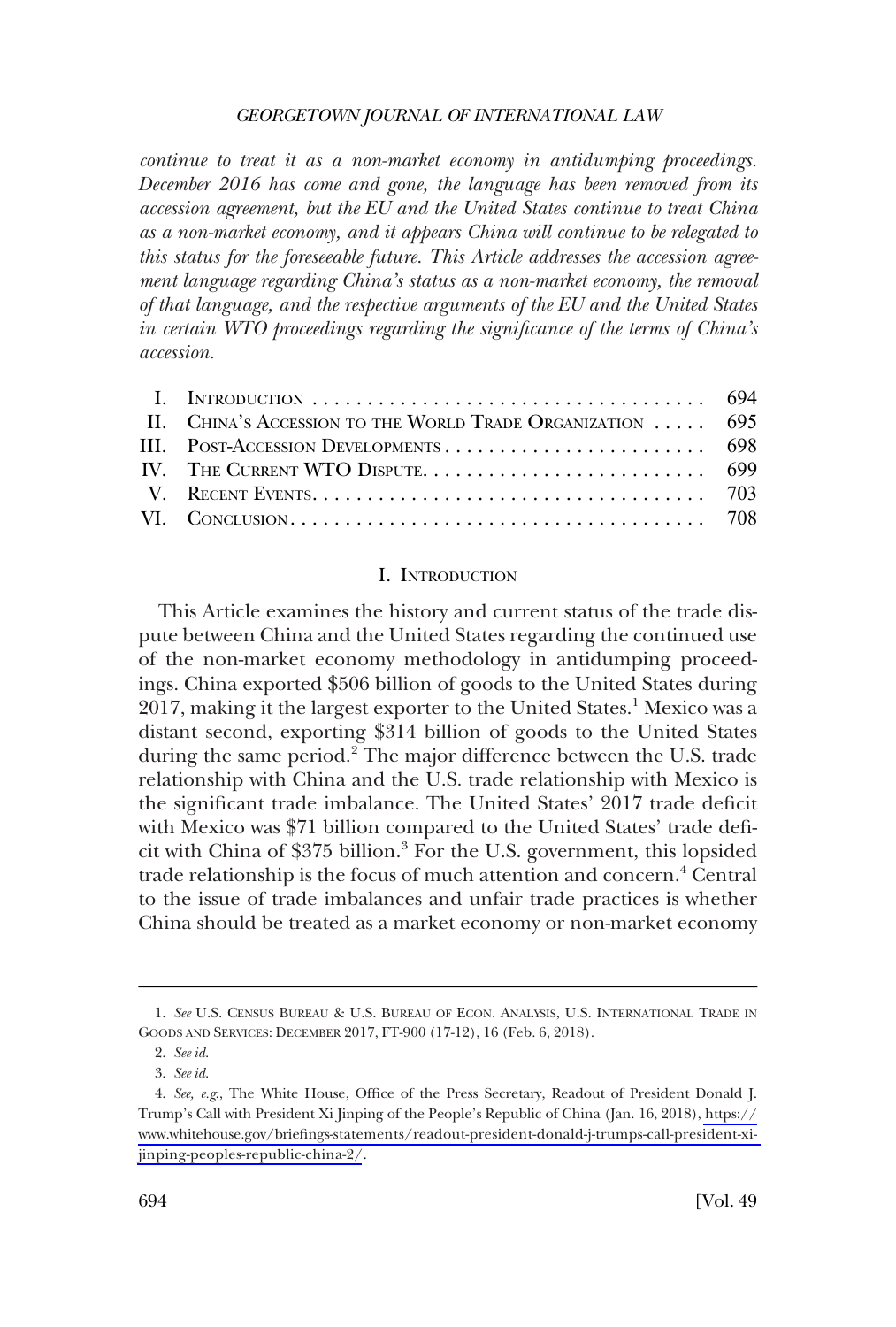*continue to treat it as a non-market economy in antidumping proceedings. December 2016 has come and gone, the language has been removed from its accession agreement, but the EU and the United States continue to treat China as a non-market economy, and it appears China will continue to be relegated to this status for the foreseeable future. This Article addresses the accession agreement language regarding China's status as a non-market economy, the removal of that language, and the respective arguments of the EU and the United States in certain WTO proceedings regarding the significance of the terms of China's accession.*

| | | |
|---|---|---|
| I. | INTRODUCTION | 694 |
| II. | CHINA'S ACCESSION TO THE WORLD TRADE ORGANIZATION | 695 |
| III. | POST-ACCESSION DEVELOPMENTS | 698 |
| IV. | THE CURRENT WTO DISPUTE | 699 |
| V. | RECENT EVENTS | 703 |
| VI. | CONCLUSION | 708 |

## I. INTRODUCTION

This Article examines the history and current status of the trade dispute between China and the United States regarding the continued use of the non-market economy methodology in antidumping proceedings. China exported $506 billion of goods to the United States during 2017, making it the largest exporter to the United States.[1] Mexico was a distant second, exporting $314 billion of goods to the United States during the same period.[2] The major difference between the U.S. trade relationship with China and the U.S. trade relationship with Mexico is the significant trade imbalance. The United States' 2017 trade deficit with Mexico was $71 billion compared to the United States' trade deficit with China of $375 billion.[3] For the U.S. government, this lopsided trade relationship is the focus of much attention and concern.[4] Central to the issue of trade imbalances and unfair trade practices is whether China should be treated as a market economy or non-market economy

---

1. *See* U.S. CENSUS BUREAU & U.S. BUREAU OF ECON. ANALYSIS, U.S. INTERNATIONAL TRADE IN GOODS AND SERVICES: DECEMBER 2017, FT-900 (17-12), 16 (Feb. 6, 2018).

2. *See id.*

3. *See id.*

4. *See, e.g.*, The White House, Office of the Press Secretary, Readout of President Donald J. Trump's Call with President Xi Jinping of the People's Republic of China (Jan. 16, 2018), https://www.whitehouse.gov/briefings-statements/readout-president-donald-j-trumps-call-president-xi-jinping-peoples-republic-china-2/.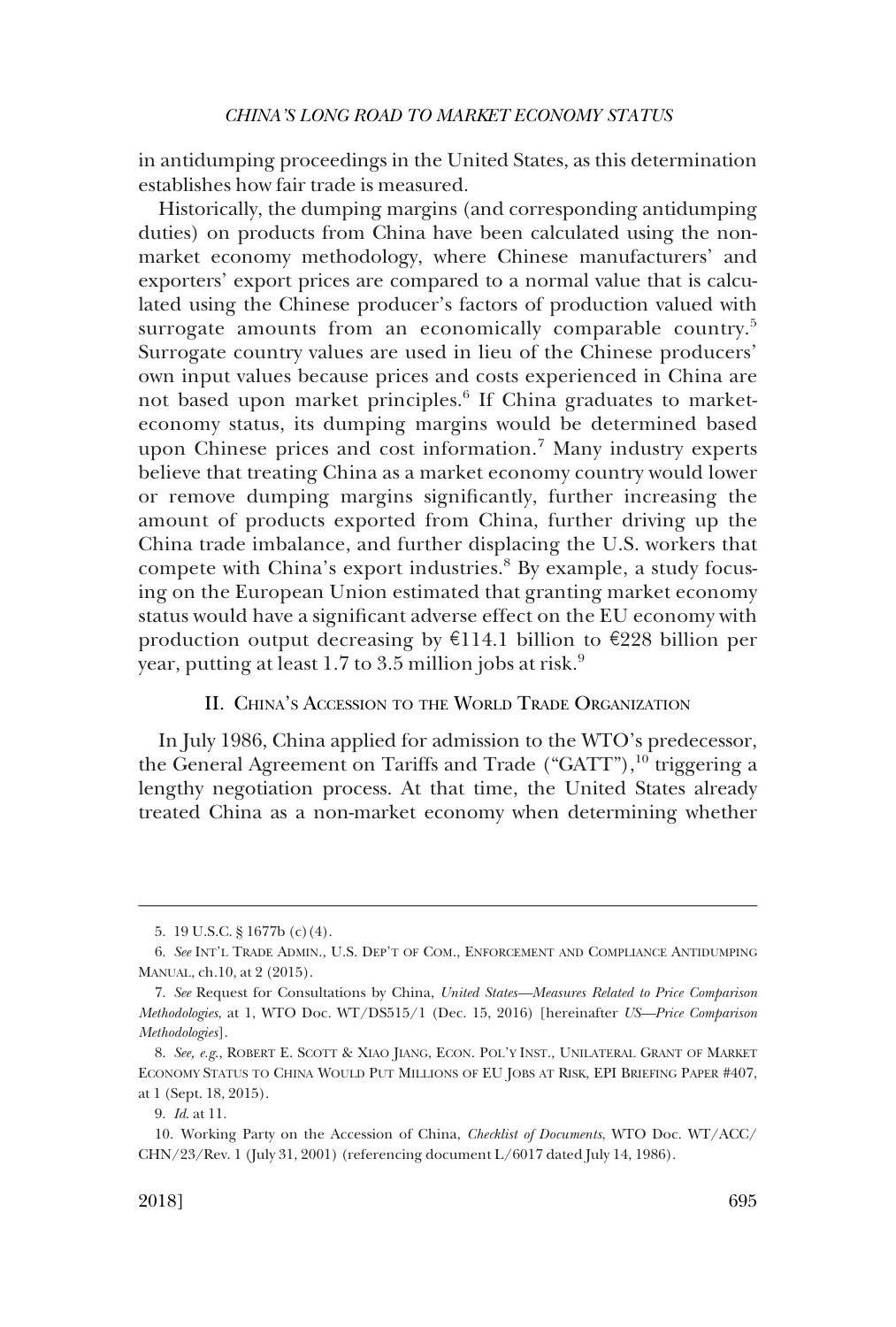in antidumping proceedings in the United States, as this determination establishes how fair trade is measured.

Historically, the dumping margins (and corresponding antidumping duties) on products from China have been calculated using the non-market economy methodology, where Chinese manufacturers' and exporters' export prices are compared to a normal value that is calculated using the Chinese producer's factors of production valued with surrogate amounts from an economically comparable country.[5] Surrogate country values are used in lieu of the Chinese producers' own input values because prices and costs experienced in China are not based upon market principles.[6] If China graduates to market-economy status, its dumping margins would be determined based upon Chinese prices and cost information.[7] Many industry experts believe that treating China as a market economy country would lower or remove dumping margins significantly, further increasing the amount of products exported from China, further driving up the China trade imbalance, and further displacing the U.S. workers that compete with China's export industries.[8] By example, a study focusing on the European Union estimated that granting market economy status would have a significant adverse effect on the EU economy with production output decreasing by €114.1 billion to €228 billion per year, putting at least 1.7 to 3.5 million jobs at risk.[9]

## II. China's Accession to the World Trade Organization

In July 1986, China applied for admission to the WTO's predecessor, the General Agreement on Tariffs and Trade ("GATT"),[10] triggering a lengthy negotiation process. At that time, the United States already treated China as a non-market economy when determining whether

---

5. 19 U.S.C. § 1677b (c)(4).

6. *See* Int'l Trade Admin., U.S. Dep't of Com., Enforcement and Compliance Antidumping Manual, ch.10, at 2 (2015).

7. *See* Request for Consultations by China, *United States—Measures Related to Price Comparison Methodologies*, at 1, WTO Doc. WT/DS515/1 (Dec. 15, 2016) [hereinafter *US—Price Comparison Methodologies*].

8. *See, e.g.*, Robert E. Scott & Xiao Jiang, Econ. Pol'y Inst., Unilateral Grant of Market Economy Status to China Would Put Millions of EU Jobs at Risk, EPI Briefing Paper #407, at 1 (Sept. 18, 2015).

9. *Id.* at 11.

10. Working Party on the Accession of China, *Checklist of Documents*, WTO Doc. WT/ACC/CHN/23/Rev. 1 (July 31, 2001) (referencing document L/6017 dated July 14, 1986).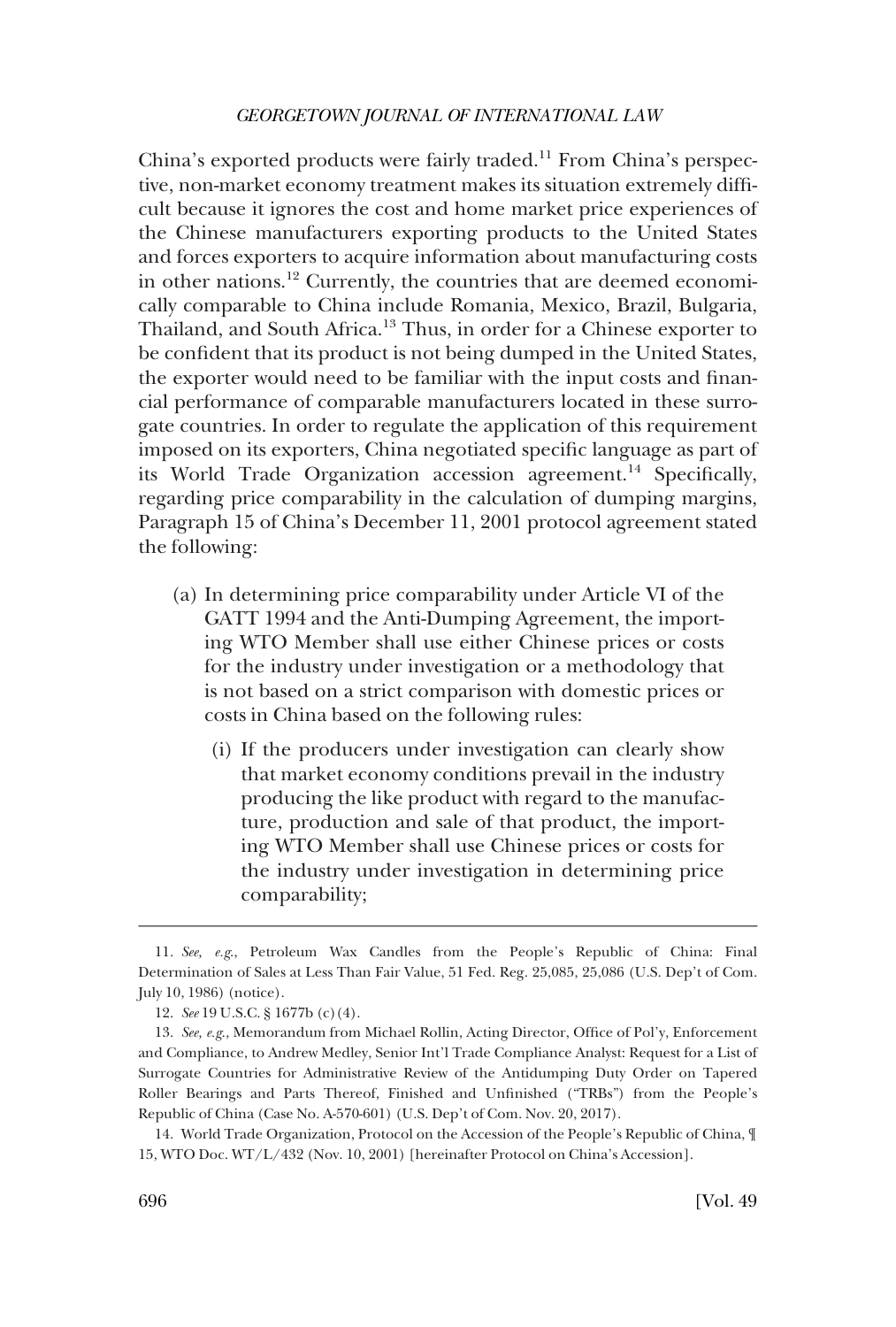China's exported products were fairly traded.[11] From China's perspective, non-market economy treatment makes its situation extremely difficult because it ignores the cost and home market price experiences of the Chinese manufacturers exporting products to the United States and forces exporters to acquire information about manufacturing costs in other nations.[12] Currently, the countries that are deemed economically comparable to China include Romania, Mexico, Brazil, Bulgaria, Thailand, and South Africa.[13] Thus, in order for a Chinese exporter to be confident that its product is not being dumped in the United States, the exporter would need to be familiar with the input costs and financial performance of comparable manufacturers located in these surrogate countries. In order to regulate the application of this requirement imposed on its exporters, China negotiated specific language as part of its World Trade Organization accession agreement.[14] Specifically, regarding price comparability in the calculation of dumping margins, Paragraph 15 of China's December 11, 2001 protocol agreement stated the following:

> (a) In determining price comparability under Article VI of the GATT 1994 and the Anti-Dumping Agreement, the importing WTO Member shall use either Chinese prices or costs for the industry under investigation or a methodology that is not based on a strict comparison with domestic prices or costs in China based on the following rules:
>
> > (i) If the producers under investigation can clearly show that market economy conditions prevail in the industry producing the like product with regard to the manufacture, production and sale of that product, the importing WTO Member shall use Chinese prices or costs for the industry under investigation in determining price comparability;

---

11. *See, e.g.*, Petroleum Wax Candles from the People's Republic of China: Final Determination of Sales at Less Than Fair Value, 51 Fed. Reg. 25,085, 25,086 (U.S. Dep't of Com. July 10, 1986) (notice).

12. *See* 19 U.S.C. § 1677b (c)(4).

13. *See, e.g.*, Memorandum from Michael Rollin, Acting Director, Office of Pol'y, Enforcement and Compliance, to Andrew Medley, Senior Int'l Trade Compliance Analyst: Request for a List of Surrogate Countries for Administrative Review of the Antidumping Duty Order on Tapered Roller Bearings and Parts Thereof, Finished and Unfinished ("TRBs") from the People's Republic of China (Case No. A-570-601) (U.S. Dep't of Com. Nov. 20, 2017).

14. World Trade Organization, Protocol on the Accession of the People's Republic of China, ¶ 15, WTO Doc. WT/L/432 (Nov. 10, 2001) [hereinafter Protocol on China's Accession].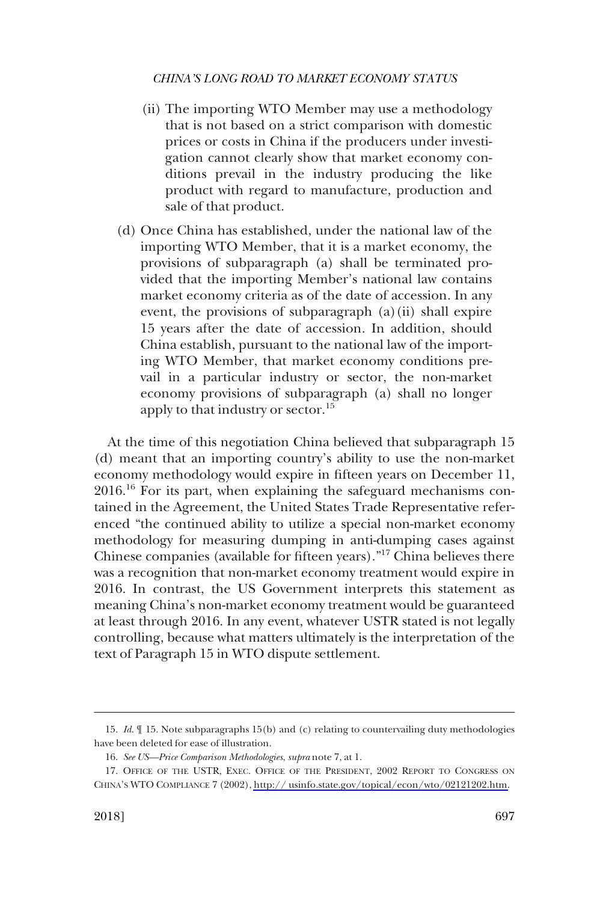(ii) The importing WTO Member may use a methodology that is not based on a strict comparison with domestic prices or costs in China if the producers under investigation cannot clearly show that market economy conditions prevail in the industry producing the like product with regard to manufacture, production and sale of that product.

(d) Once China has established, under the national law of the importing WTO Member, that it is a market economy, the provisions of subparagraph (a) shall be terminated provided that the importing Member's national law contains market economy criteria as of the date of accession. In any event, the provisions of subparagraph (a)(ii) shall expire 15 years after the date of accession. In addition, should China establish, pursuant to the national law of the importing WTO Member, that market economy conditions prevail in a particular industry or sector, the non-market economy provisions of subparagraph (a) shall no longer apply to that industry or sector.[15]

At the time of this negotiation China believed that subparagraph 15 (d) meant that an importing country's ability to use the non-market economy methodology would expire in fifteen years on December 11, 2016.[16] For its part, when explaining the safeguard mechanisms contained in the Agreement, the United States Trade Representative referenced "the continued ability to utilize a special non-market economy methodology for measuring dumping in anti-dumping cases against Chinese companies (available for fifteen years)."[17] China believes there was a recognition that non-market economy treatment would expire in 2016. In contrast, the US Government interprets this statement as meaning China's non-market economy treatment would be guaranteed at least through 2016. In any event, whatever USTR stated is not legally controlling, because what matters ultimately is the interpretation of the text of Paragraph 15 in WTO dispute settlement.

---

15. *Id.* ¶ 15. Note subparagraphs 15(b) and (c) relating to countervailing duty methodologies have been deleted for ease of illustration.

16. *See US—Price Comparison Methodologies*, *supra* note 7, at 1.

17. OFFICE OF THE USTR, EXEC. OFFICE OF THE PRESIDENT, 2002 REPORT TO CONGRESS ON CHINA'S WTO COMPLIANCE 7 (2002), http:// usinfo.state.gov/topical/econ/wto/02121202.htm.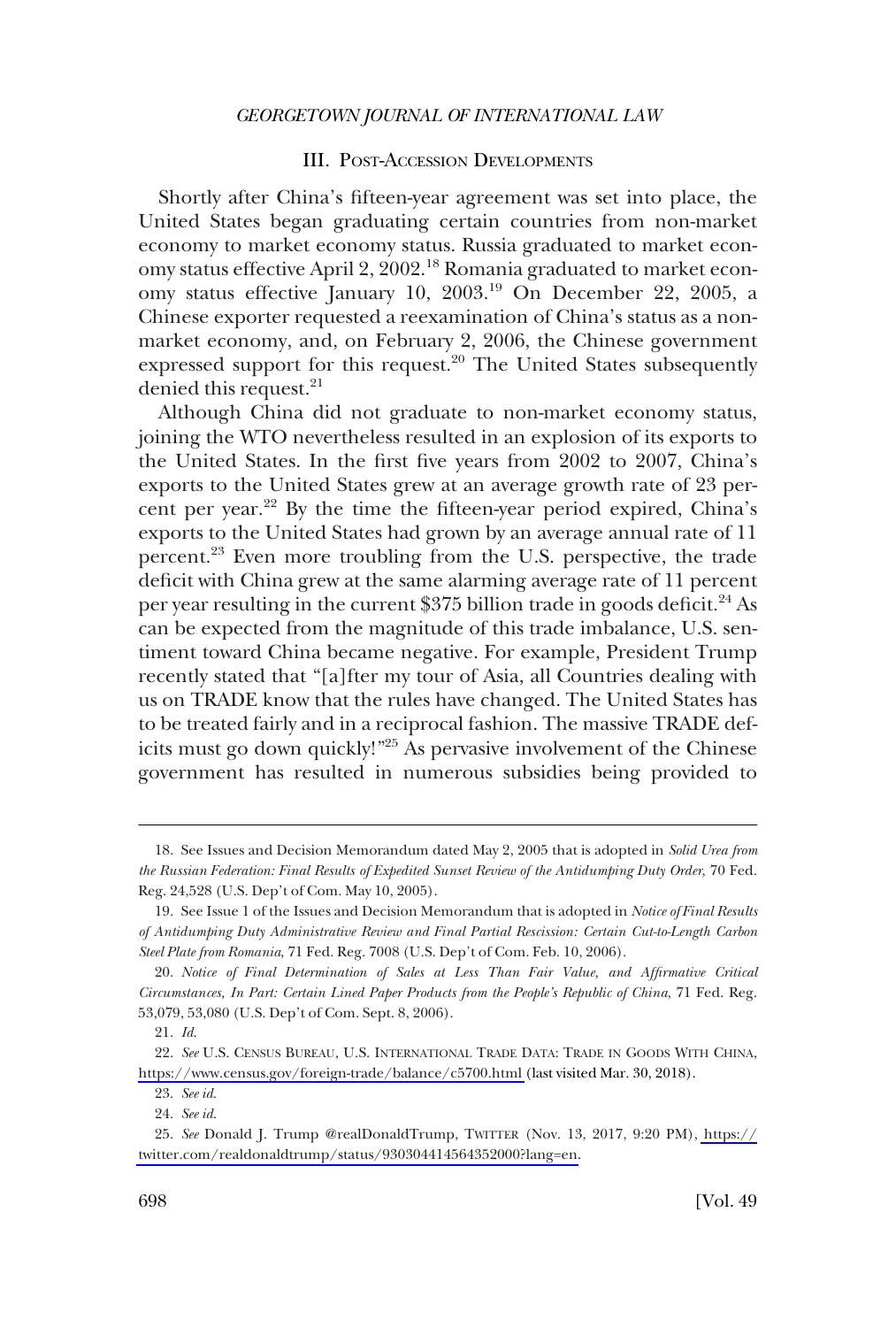### III. Post-Accession Developments

Shortly after China's fifteen-year agreement was set into place, the United States began graduating certain countries from non-market economy to market economy status. Russia graduated to market economy status effective April 2, 2002.[18] Romania graduated to market economy status effective January 10, 2003.[19] On December 22, 2005, a Chinese exporter requested a reexamination of China's status as a non-market economy, and, on February 2, 2006, the Chinese government expressed support for this request.[20] The United States subsequently denied this request.[21]

Although China did not graduate to non-market economy status, joining the WTO nevertheless resulted in an explosion of its exports to the United States. In the first five years from 2002 to 2007, China's exports to the United States grew at an average growth rate of 23 percent per year.[22] By the time the fifteen-year period expired, China's exports to the United States had grown by an average annual rate of 11 percent.[23] Even more troubling from the U.S. perspective, the trade deficit with China grew at the same alarming average rate of 11 percent per year resulting in the current $375 billion trade in goods deficit.[24] As can be expected from the magnitude of this trade imbalance, U.S. sentiment toward China became negative. For example, President Trump recently stated that "[a]fter my tour of Asia, all Countries dealing with us on TRADE know that the rules have changed. The United States has to be treated fairly and in a reciprocal fashion. The massive TRADE deficits must go down quickly!"[25] As pervasive involvement of the Chinese government has resulted in numerous subsidies being provided to

---

18. See Issues and Decision Memorandum dated May 2, 2005 that is adopted in *Solid Urea from the Russian Federation: Final Results of Expedited Sunset Review of the Antidumping Duty Order*, 70 Fed. Reg. 24,528 (U.S. Dep't of Com. May 10, 2005).

19. See Issue 1 of the Issues and Decision Memorandum that is adopted in *Notice of Final Results of Antidumping Duty Administrative Review and Final Partial Rescission: Certain Cut-to-Length Carbon Steel Plate from Romania*, 71 Fed. Reg. 7008 (U.S. Dep't of Com. Feb. 10, 2006).

20. *Notice of Final Determination of Sales at Less Than Fair Value, and Affirmative Critical Circumstances, In Part: Certain Lined Paper Products from the People's Republic of China*, 71 Fed. Reg. 53,079, 53,080 (U.S. Dep't of Com. Sept. 8, 2006).

21. *Id.*

22. *See* U.S. Census Bureau, U.S. International Trade Data: Trade in Goods With China, https://www.census.gov/foreign-trade/balance/c5700.html (last visited Mar. 30, 2018).

23. *See id.*

24. *See id.*

25. *See* Donald J. Trump @realDonaldTrump, Twitter (Nov. 13, 2017, 9:20 PM), https://twitter.com/realdonaldtrump/status/930304414564352000?lang=en.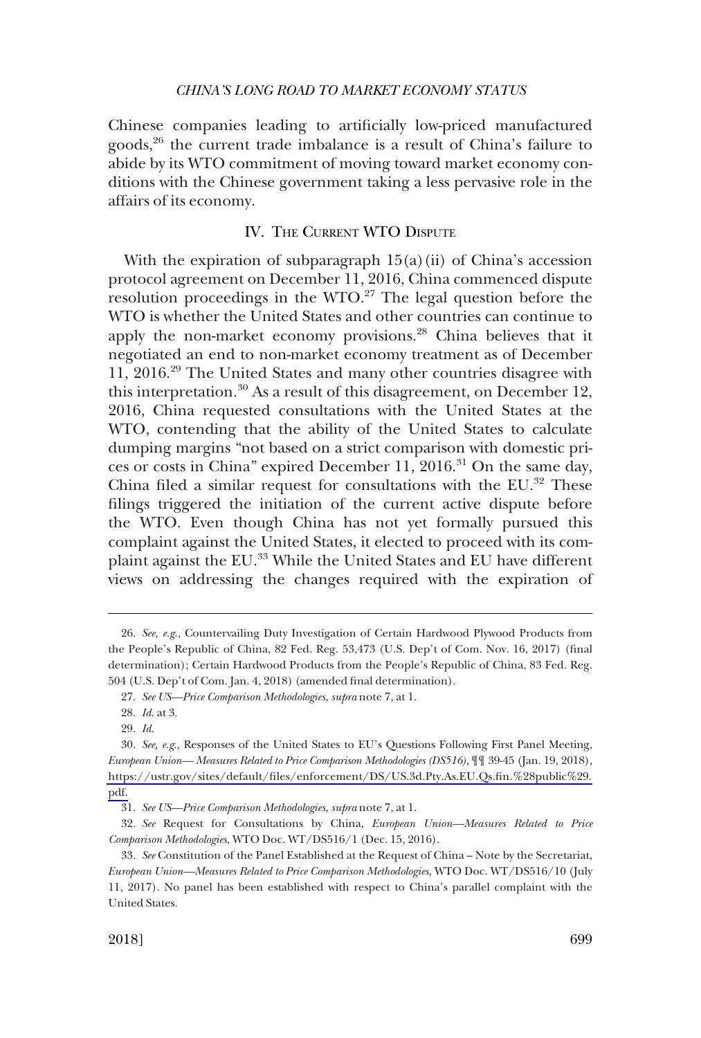Chinese companies leading to artificially low-priced manufactured goods,[26] the current trade imbalance is a result of China's failure to abide by its WTO commitment of moving toward market economy conditions with the Chinese government taking a less pervasive role in the affairs of its economy.

## IV. The Current WTO Dispute

With the expiration of subparagraph 15(a)(ii) of China's accession protocol agreement on December 11, 2016, China commenced dispute resolution proceedings in the WTO.[27] The legal question before the WTO is whether the United States and other countries can continue to apply the non-market economy provisions.[28] China believes that it negotiated an end to non-market economy treatment as of December 11, 2016.[29] The United States and many other countries disagree with this interpretation.[30] As a result of this disagreement, on December 12, 2016, China requested consultations with the United States at the WTO, contending that the ability of the United States to calculate dumping margins "not based on a strict comparison with domestic prices or costs in China" expired December 11, 2016.[31] On the same day, China filed a similar request for consultations with the EU.[32] These filings triggered the initiation of the current active dispute before the WTO. Even though China has not yet formally pursued this complaint against the United States, it elected to proceed with its complaint against the EU.[33] While the United States and EU have different views on addressing the changes required with the expiration of

---

26. *See, e.g.*, Countervailing Duty Investigation of Certain Hardwood Plywood Products from the People's Republic of China, 82 Fed. Reg. 53,473 (U.S. Dep't of Com. Nov. 16, 2017) (final determination); Certain Hardwood Products from the People's Republic of China, 83 Fed. Reg. 504 (U.S. Dep't of Com. Jan. 4, 2018) (amended final determination).

27. *See US—Price Comparison Methodologies*, *supra* note 7, at 1.

28. *Id.* at 3.

29. *Id.*

30. *See, e.g.*, Responses of the United States to EU's Questions Following First Panel Meeting, *European Union— Measures Related to Price Comparison Methodologies (DS516)*, ¶¶ 39-45 (Jan. 19, 2018), https://ustr.gov/sites/default/files/enforcement/DS/US.3d.Pty.As.EU.Qs.fin.%28public%29.pdf.

31. *See US—Price Comparison Methodologies*, *supra* note 7, at 1.

32. *See* Request for Consultations by China, *European Union—Measures Related to Price Comparison Methodologies*, WTO Doc. WT/DS516/1 (Dec. 15, 2016).

33. *See* Constitution of the Panel Established at the Request of China – Note by the Secretariat, *European Union—Measures Related to Price Comparison Methodologies*, WTO Doc. WT/DS516/10 (July 11, 2017). No panel has been established with respect to China's parallel complaint with the United States.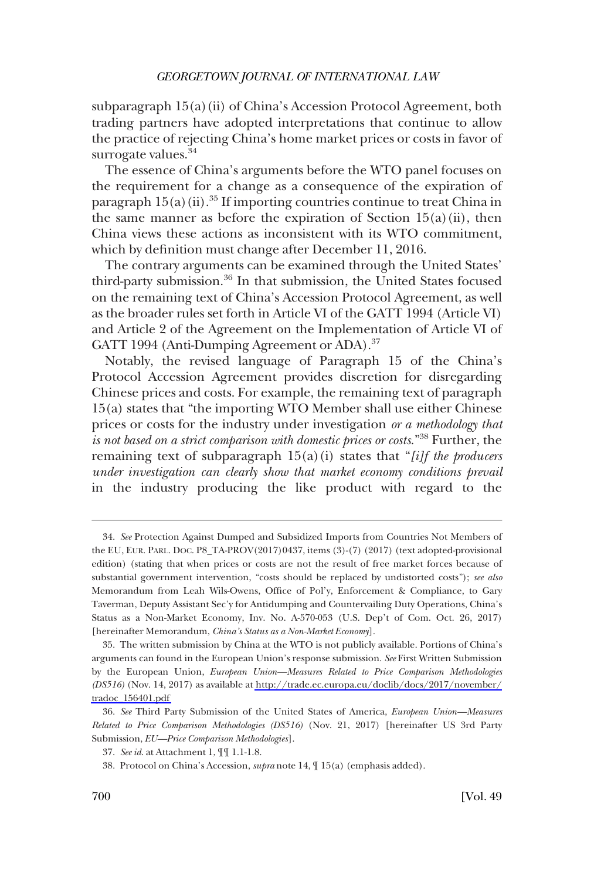subparagraph 15(a)(ii) of China's Accession Protocol Agreement, both trading partners have adopted interpretations that continue to allow the practice of rejecting China's home market prices or costs in favor of surrogate values.[34]

The essence of China's arguments before the WTO panel focuses on the requirement for a change as a consequence of the expiration of paragraph 15(a)(ii).[35] If importing countries continue to treat China in the same manner as before the expiration of Section 15(a)(ii), then China views these actions as inconsistent with its WTO commitment, which by definition must change after December 11, 2016.

The contrary arguments can be examined through the United States' third-party submission.[36] In that submission, the United States focused on the remaining text of China's Accession Protocol Agreement, as well as the broader rules set forth in Article VI of the GATT 1994 (Article VI) and Article 2 of the Agreement on the Implementation of Article VI of GATT 1994 (Anti-Dumping Agreement or ADA).[37]

Notably, the revised language of Paragraph 15 of the China's Protocol Accession Agreement provides discretion for disregarding Chinese prices and costs. For example, the remaining text of paragraph 15(a) states that "the importing WTO Member shall use either Chinese prices or costs for the industry under investigation *or a methodology that is not based on a strict comparison with domestic prices or costs*."[38] Further, the remaining text of subparagraph 15(a)(i) states that "*[i]f the producers under investigation can clearly show that market economy conditions prevail* in the industry producing the like product with regard to the

---

34. *See* Protection Against Dumped and Subsidized Imports from Countries Not Members of the EU, EUR. PARL. DOC. P8_TA-PROV(2017)0437, items (3)-(7) (2017) (text adopted-provisional edition) (stating that when prices or costs are not the result of free market forces because of substantial government intervention, "costs should be replaced by undistorted costs"); *see also* Memorandum from Leah Wils-Owens, Office of Pol'y, Enforcement & Compliance, to Gary Taverman, Deputy Assistant Sec'y for Antidumping and Countervailing Duty Operations, China's Status as a Non-Market Economy, Inv. No. A-570-053 (U.S. Dep't of Com. Oct. 26, 2017) [hereinafter Memorandum, *China's Status as a Non-Market Economy*].

35. The written submission by China at the WTO is not publicly available. Portions of China's arguments can found in the European Union's response submission. *See* First Written Submission by the European Union, *European Union—Measures Related to Price Comparison Methodologies (DS516)* (Nov. 14, 2017) as available at http://trade.ec.europa.eu/doclib/docs/2017/november/tradoc_156401.pdf

36. *See* Third Party Submission of the United States of America, *European Union—Measures Related to Price Comparison Methodologies (DS516)* (Nov. 21, 2017) [hereinafter US 3rd Party Submission, *EU—Price Comparison Methodologies*].

37. *See id.* at Attachment 1, ¶¶ 1.1-1.8.

38. Protocol on China's Accession, *supra* note 14, ¶ 15(a) (emphasis added).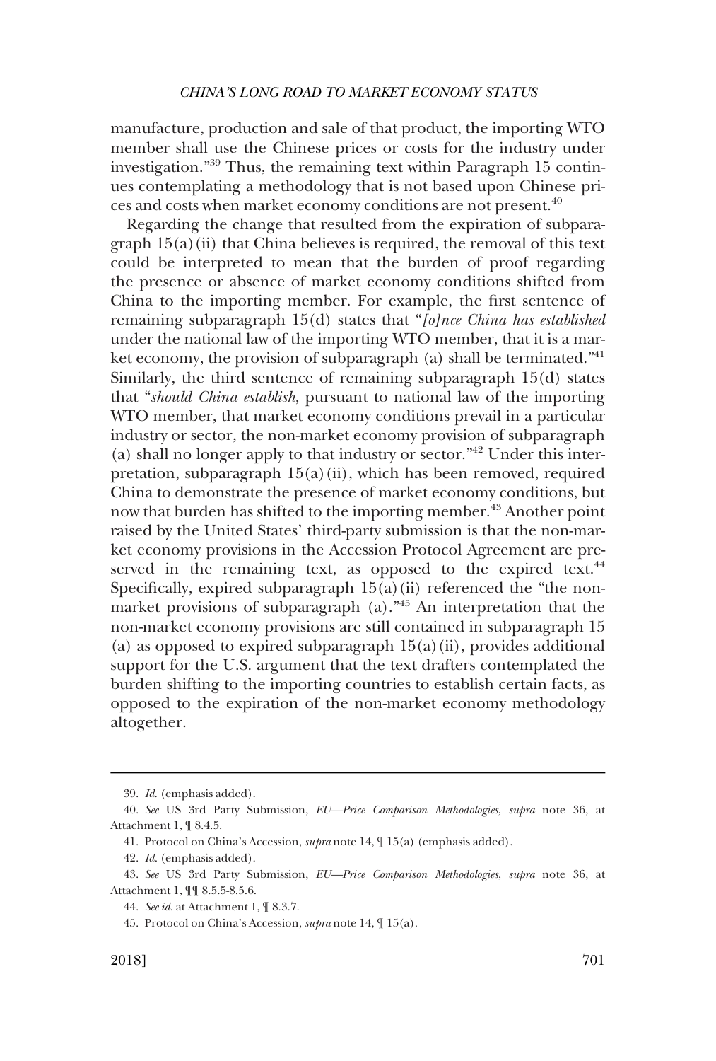manufacture, production and sale of that product, the importing WTO member shall use the Chinese prices or costs for the industry under investigation."[39] Thus, the remaining text within Paragraph 15 continues contemplating a methodology that is not based upon Chinese prices and costs when market economy conditions are not present.[40]

Regarding the change that resulted from the expiration of subparagraph 15(a)(ii) that China believes is required, the removal of this text could be interpreted to mean that the burden of proof regarding the presence or absence of market economy conditions shifted from China to the importing member. For example, the first sentence of remaining subparagraph 15(d) states that "*[o]nce China has established* under the national law of the importing WTO member, that it is a market economy, the provision of subparagraph (a) shall be terminated."[41] Similarly, the third sentence of remaining subparagraph 15(d) states that "*should China establish*, pursuant to national law of the importing WTO member, that market economy conditions prevail in a particular industry or sector, the non-market economy provision of subparagraph (a) shall no longer apply to that industry or sector."[42] Under this interpretation, subparagraph 15(a)(ii), which has been removed, required China to demonstrate the presence of market economy conditions, but now that burden has shifted to the importing member.[43] Another point raised by the United States' third-party submission is that the non-market economy provisions in the Accession Protocol Agreement are preserved in the remaining text, as opposed to the expired text.[44] Specifically, expired subparagraph 15(a)(ii) referenced the "the non-market provisions of subparagraph (a)."[45] An interpretation that the non-market economy provisions are still contained in subparagraph 15 (a) as opposed to expired subparagraph 15(a)(ii), provides additional support for the U.S. argument that the text drafters contemplated the burden shifting to the importing countries to establish certain facts, as opposed to the expiration of the non-market economy methodology altogether.

---

39. *Id.* (emphasis added).

40. *See* US 3rd Party Submission, *EU—Price Comparison Methodologies*, *supra* note 36, at Attachment 1, ¶ 8.4.5.

41. Protocol on China's Accession, *supra* note 14, ¶ 15(a) (emphasis added).

42. *Id.* (emphasis added).

43. *See* US 3rd Party Submission, *EU—Price Comparison Methodologies*, *supra* note 36, at Attachment 1, ¶¶ 8.5.5-8.5.6.

44. *See id.* at Attachment 1, ¶ 8.3.7.

45. Protocol on China's Accession, *supra* note 14, ¶ 15(a).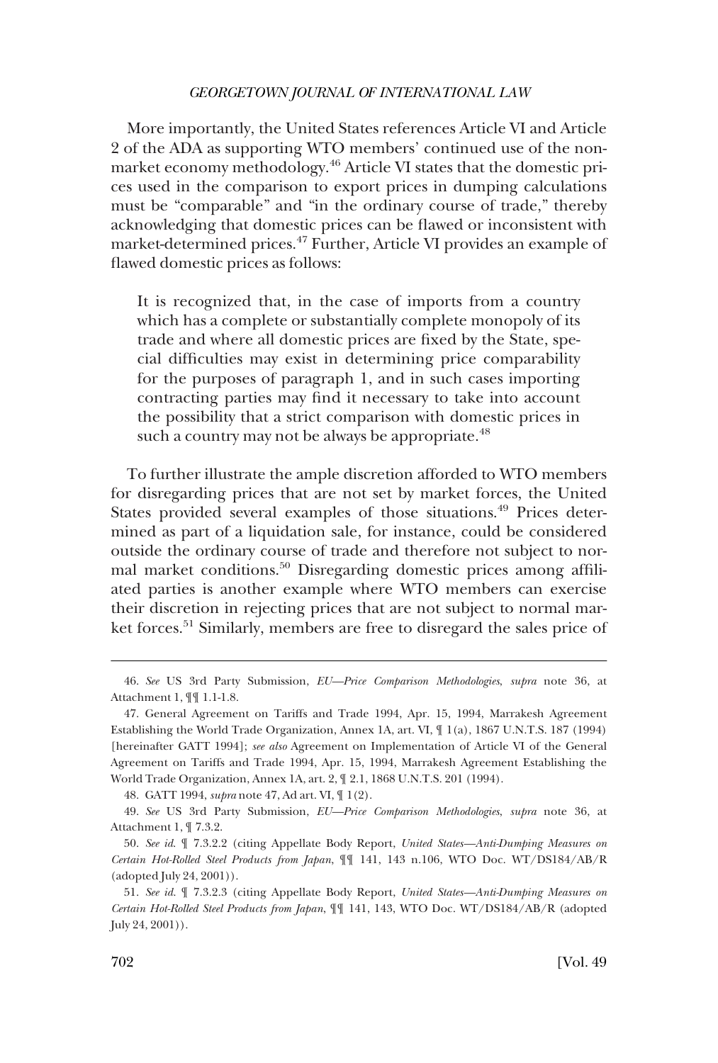More importantly, the United States references Article VI and Article 2 of the ADA as supporting WTO members' continued use of the non-market economy methodology.[46] Article VI states that the domestic prices used in the comparison to export prices in dumping calculations must be "comparable" and "in the ordinary course of trade," thereby acknowledging that domestic prices can be flawed or inconsistent with market-determined prices.[47] Further, Article VI provides an example of flawed domestic prices as follows:

> It is recognized that, in the case of imports from a country which has a complete or substantially complete monopoly of its trade and where all domestic prices are fixed by the State, special difficulties may exist in determining price comparability for the purposes of paragraph 1, and in such cases importing contracting parties may find it necessary to take into account the possibility that a strict comparison with domestic prices in such a country may not be always be appropriate.[48]

To further illustrate the ample discretion afforded to WTO members for disregarding prices that are not set by market forces, the United States provided several examples of those situations.[49] Prices determined as part of a liquidation sale, for instance, could be considered outside the ordinary course of trade and therefore not subject to normal market conditions.[50] Disregarding domestic prices among affiliated parties is another example where WTO members can exercise their discretion in rejecting prices that are not subject to normal market forces.[51] Similarly, members are free to disregard the sales price of

---

46. *See* US 3rd Party Submission, *EU—Price Comparison Methodologies*, *supra* note 36, at Attachment 1, ¶¶ 1.1-1.8.

47. General Agreement on Tariffs and Trade 1994, Apr. 15, 1994, Marrakesh Agreement Establishing the World Trade Organization, Annex 1A, art. VI, ¶ 1(a), 1867 U.N.T.S. 187 (1994) [hereinafter GATT 1994]; *see also* Agreement on Implementation of Article VI of the General Agreement on Tariffs and Trade 1994, Apr. 15, 1994, Marrakesh Agreement Establishing the World Trade Organization, Annex 1A, art. 2, ¶ 2.1, 1868 U.N.T.S. 201 (1994).

48. GATT 1994, *supra* note 47, Ad art. VI, ¶ 1(2).

49. *See* US 3rd Party Submission, *EU—Price Comparison Methodologies*, *supra* note 36, at Attachment 1, ¶ 7.3.2.

50. *See id.* ¶ 7.3.2.2 (citing Appellate Body Report, *United States—Anti-Dumping Measures on Certain Hot-Rolled Steel Products from Japan*, ¶¶ 141, 143 n.106, WTO Doc. WT/DS184/AB/R (adopted July 24, 2001)).

51. *See id.* ¶ 7.3.2.3 (citing Appellate Body Report, *United States—Anti-Dumping Measures on Certain Hot-Rolled Steel Products from Japan*, ¶¶ 141, 143, WTO Doc. WT/DS184/AB/R (adopted July 24, 2001)).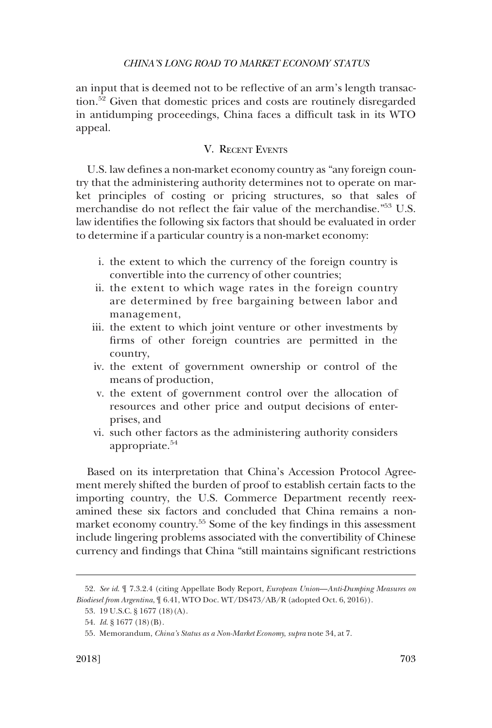an input that is deemed not to be reflective of an arm's length transaction.[52] Given that domestic prices and costs are routinely disregarded in antidumping proceedings, China faces a difficult task in its WTO appeal.

## V. Recent Events

U.S. law defines a non-market economy country as "any foreign country that the administering authority determines not to operate on market principles of costing or pricing structures, so that sales of merchandise do not reflect the fair value of the merchandise."[53] U.S. law identifies the following six factors that should be evaluated in order to determine if a particular country is a non-market economy:

i. the extent to which the currency of the foreign country is convertible into the currency of other countries;
ii. the extent to which wage rates in the foreign country are determined by free bargaining between labor and management,
iii. the extent to which joint venture or other investments by firms of other foreign countries are permitted in the country,
iv. the extent of government ownership or control of the means of production,
v. the extent of government control over the allocation of resources and other price and output decisions of enterprises, and
vi. such other factors as the administering authority considers appropriate.[54]

Based on its interpretation that China's Accession Protocol Agreement merely shifted the burden of proof to establish certain facts to the importing country, the U.S. Commerce Department recently reexamined these six factors and concluded that China remains a non-market economy country.[55] Some of the key findings in this assessment include lingering problems associated with the convertibility of Chinese currency and findings that China "still maintains significant restrictions

---

52. *See id.* ¶ 7.3.2.4 (citing Appellate Body Report, *European Union—Anti-Dumping Measures on Biodiesel from Argentina*, ¶ 6.41, WTO Doc. WT/DS473/AB/R (adopted Oct. 6, 2016)).

53. 19 U.S.C. § 1677 (18)(A).

54. *Id.* § 1677 (18)(B).

55. Memorandum, *China's Status as a Non-Market Economy*, *supra* note 34, at 7.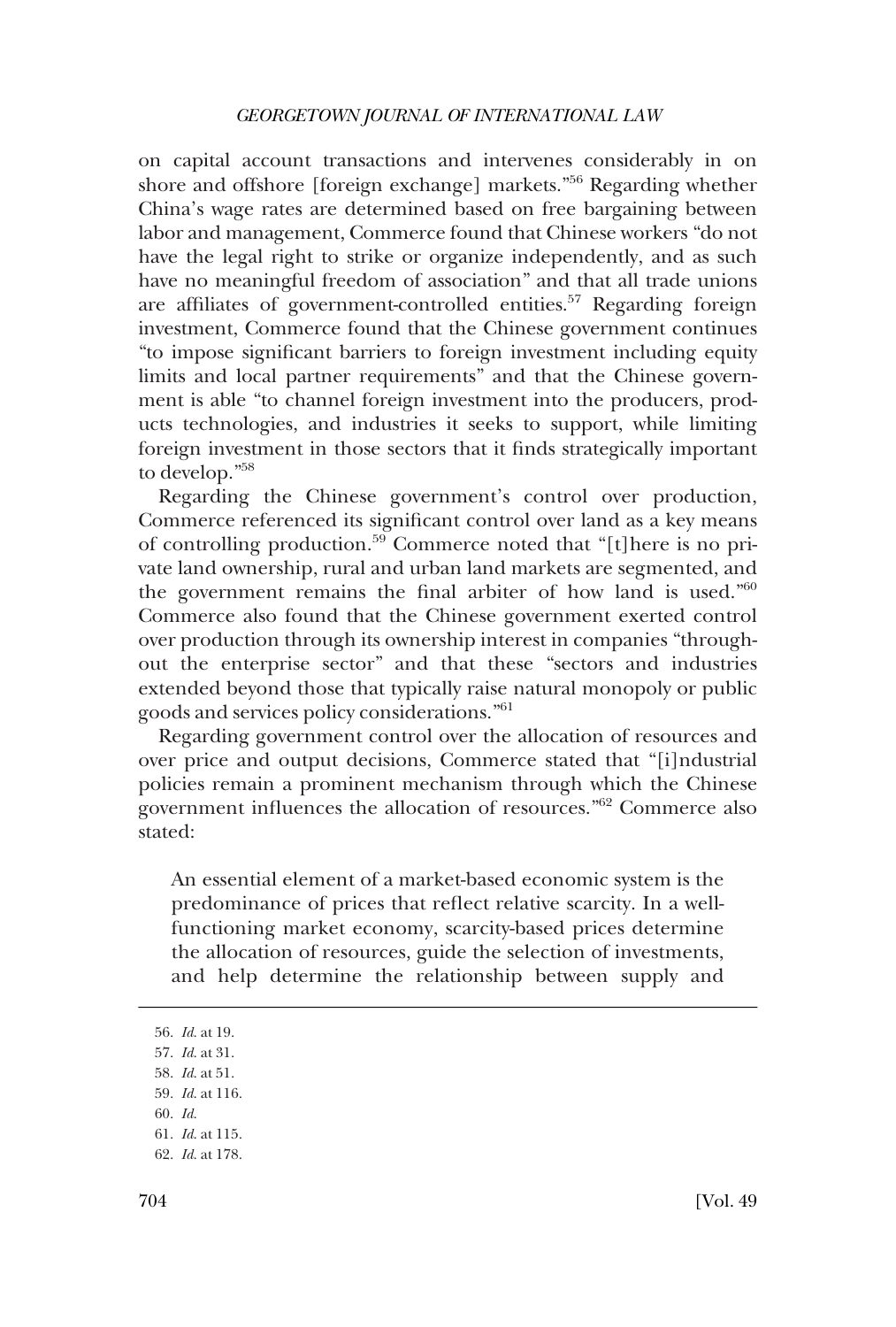on capital account transactions and intervenes considerably in on shore and offshore [foreign exchange] markets."[56] Regarding whether China's wage rates are determined based on free bargaining between labor and management, Commerce found that Chinese workers "do not have the legal right to strike or organize independently, and as such have no meaningful freedom of association" and that all trade unions are affiliates of government-controlled entities.[57] Regarding foreign investment, Commerce found that the Chinese government continues "to impose significant barriers to foreign investment including equity limits and local partner requirements" and that the Chinese government is able "to channel foreign investment into the producers, products technologies, and industries it seeks to support, while limiting foreign investment in those sectors that it finds strategically important to develop."[58]

Regarding the Chinese government's control over production, Commerce referenced its significant control over land as a key means of controlling production.[59] Commerce noted that "[t]here is no private land ownership, rural and urban land markets are segmented, and the government remains the final arbiter of how land is used."[60] Commerce also found that the Chinese government exerted control over production through its ownership interest in companies "throughout the enterprise sector" and that these "sectors and industries extended beyond those that typically raise natural monopoly or public goods and services policy considerations."[61]

Regarding government control over the allocation of resources and over price and output decisions, Commerce stated that "[i]ndustrial policies remain a prominent mechanism through which the Chinese government influences the allocation of resources."[62] Commerce also stated:

> An essential element of a market-based economic system is the predominance of prices that reflect relative scarcity. In a well-functioning market economy, scarcity-based prices determine the allocation of resources, guide the selection of investments, and help determine the relationship between supply and

---

56. *Id.* at 19.
57. *Id.* at 31.
58. *Id.* at 51.
59. *Id.* at 116.
60. *Id.*
61. *Id.* at 115.
62. *Id.* at 178.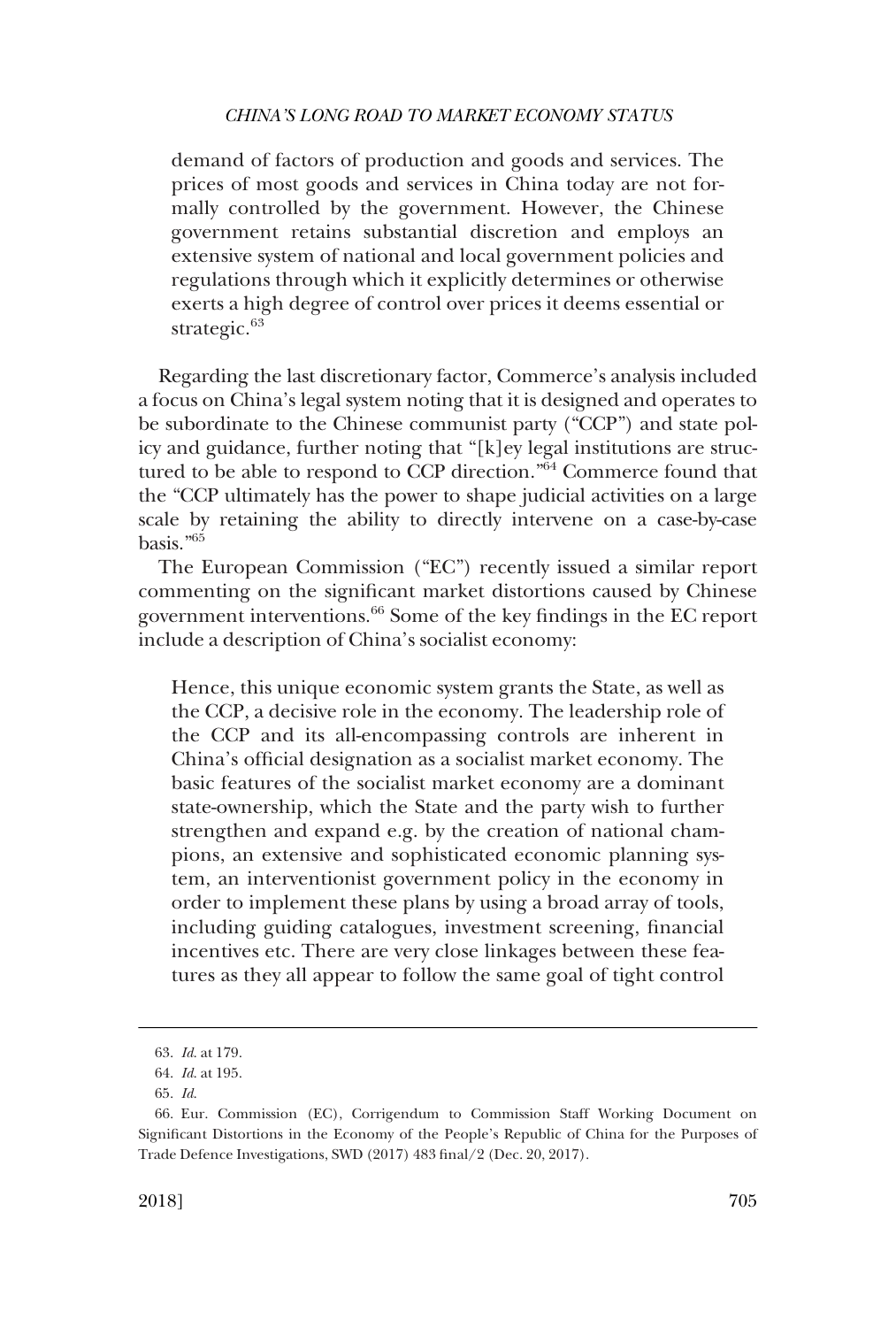> demand of factors of production and goods and services. The prices of most goods and services in China today are not formally controlled by the government. However, the Chinese government retains substantial discretion and employs an extensive system of national and local government policies and regulations through which it explicitly determines or otherwise exerts a high degree of control over prices it deems essential or strategic.[63]

Regarding the last discretionary factor, Commerce's analysis included a focus on China's legal system noting that it is designed and operates to be subordinate to the Chinese communist party ("CCP") and state policy and guidance, further noting that "[k]ey legal institutions are structured to be able to respond to CCP direction."[64] Commerce found that the "CCP ultimately has the power to shape judicial activities on a large scale by retaining the ability to directly intervene on a case-by-case basis."[65]

The European Commission ("EC") recently issued a similar report commenting on the significant market distortions caused by Chinese government interventions.[66] Some of the key findings in the EC report include a description of China's socialist economy:

> Hence, this unique economic system grants the State, as well as the CCP, a decisive role in the economy. The leadership role of the CCP and its all-encompassing controls are inherent in China's official designation as a socialist market economy. The basic features of the socialist market economy are a dominant state-ownership, which the State and the party wish to further strengthen and expand e.g. by the creation of national champions, an extensive and sophisticated economic planning system, an interventionist government policy in the economy in order to implement these plans by using a broad array of tools, including guiding catalogues, investment screening, financial incentives etc. There are very close linkages between these features as they all appear to follow the same goal of tight control

---

63. *Id.* at 179.

64. *Id.* at 195.

65. *Id.*

66. Eur. Commission (EC), Corrigendum to Commission Staff Working Document on Significant Distortions in the Economy of the People's Republic of China for the Purposes of Trade Defence Investigations, SWD (2017) 483 final/2 (Dec. 20, 2017).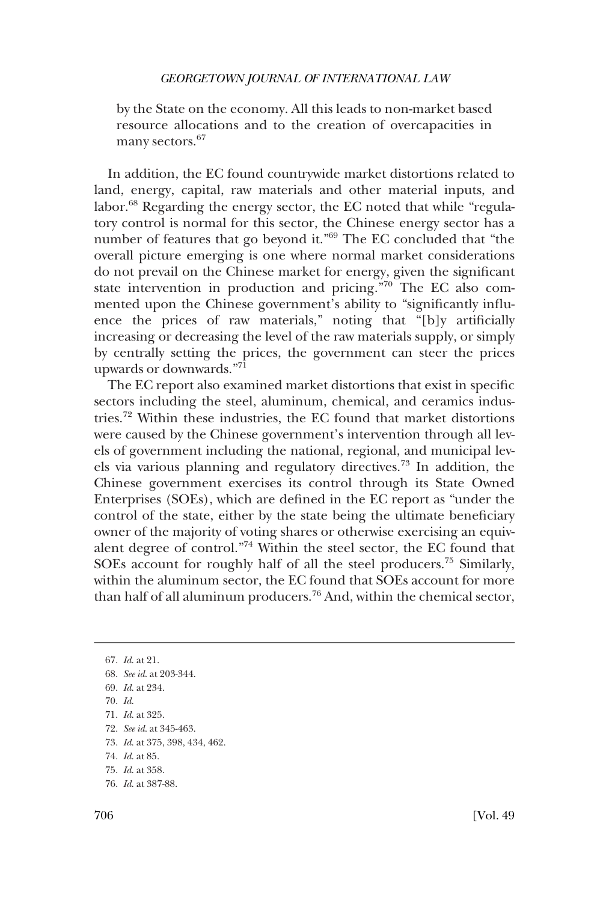by the State on the economy. All this leads to non-market based resource allocations and to the creation of overcapacities in many sectors.[67]

In addition, the EC found countrywide market distortions related to land, energy, capital, raw materials and other material inputs, and labor.[68] Regarding the energy sector, the EC noted that while "regulatory control is normal for this sector, the Chinese energy sector has a number of features that go beyond it."[69] The EC concluded that "the overall picture emerging is one where normal market considerations do not prevail on the Chinese market for energy, given the significant state intervention in production and pricing."[70] The EC also commented upon the Chinese government's ability to "significantly influence the prices of raw materials," noting that "[b]y artificially increasing or decreasing the level of the raw materials supply, or simply by centrally setting the prices, the government can steer the prices upwards or downwards."[71]

The EC report also examined market distortions that exist in specific sectors including the steel, aluminum, chemical, and ceramics industries.[72] Within these industries, the EC found that market distortions were caused by the Chinese government's intervention through all levels of government including the national, regional, and municipal levels via various planning and regulatory directives.[73] In addition, the Chinese government exercises its control through its State Owned Enterprises (SOEs), which are defined in the EC report as "under the control of the state, either by the state being the ultimate beneficiary owner of the majority of voting shares or otherwise exercising an equivalent degree of control."[74] Within the steel sector, the EC found that SOEs account for roughly half of all the steel producers.[75] Similarly, within the aluminum sector, the EC found that SOEs account for more than half of all aluminum producers.[76] And, within the chemical sector,

---

67. *Id.* at 21.
68. *See id.* at 203-344.
69. *Id.* at 234.
70. *Id.*
71. *Id.* at 325.
72. *See id.* at 345-463.
73. *Id.* at 375, 398, 434, 462.
74. *Id.* at 85.
75. *Id.* at 358.
76. *Id.* at 387-88.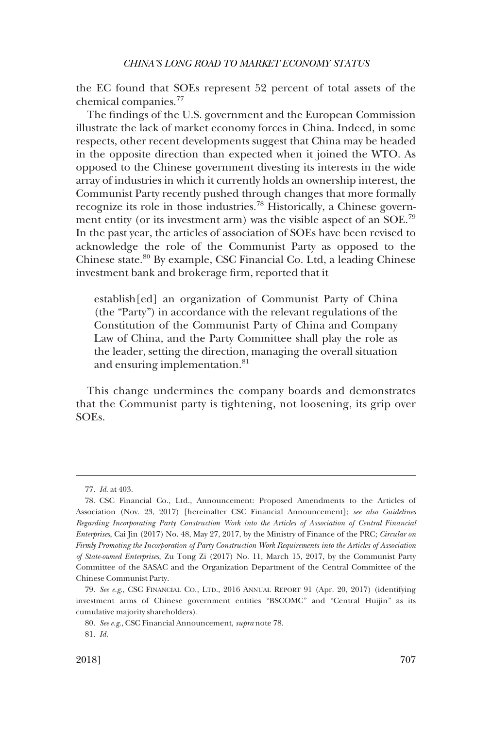the EC found that SOEs represent 52 percent of total assets of the chemical companies.[77]

The findings of the U.S. government and the European Commission illustrate the lack of market economy forces in China. Indeed, in some respects, other recent developments suggest that China may be headed in the opposite direction than expected when it joined the WTO. As opposed to the Chinese government divesting its interests in the wide array of industries in which it currently holds an ownership interest, the Communist Party recently pushed through changes that more formally recognize its role in those industries.[78] Historically, a Chinese government entity (or its investment arm) was the visible aspect of an SOE.[79] In the past year, the articles of association of SOEs have been revised to acknowledge the role of the Communist Party as opposed to the Chinese state.[80] By example, CSC Financial Co. Ltd, a leading Chinese investment bank and brokerage firm, reported that it

> establish[ed] an organization of Communist Party of China (the "Party") in accordance with the relevant regulations of the Constitution of the Communist Party of China and Company Law of China, and the Party Committee shall play the role as the leader, setting the direction, managing the overall situation and ensuring implementation.[81]

This change undermines the company boards and demonstrates that the Communist party is tightening, not loosening, its grip over SOEs.

---

77. *Id.* at 403.

78. CSC Financial Co., Ltd., Announcement: Proposed Amendments to the Articles of Association (Nov. 23, 2017) [hereinafter CSC Financial Announcement]; *see also Guidelines Regarding Incorporating Party Construction Work into the Articles of Association of Central Financial Enterprises*, Cai Jin (2017) No. 48, May 27, 2017, by the Ministry of Finance of the PRC; *Circular on Firmly Promoting the Incorporation of Party Construction Work Requirements into the Articles of Association of State-owned Enterprises*, Zu Tong Zi (2017) No. 11, March 15, 2017, by the Communist Party Committee of the SASAC and the Organization Department of the Central Committee of the Chinese Communist Party.

79. *See e.g.*, CSC FINANCIAL CO., LTD., 2016 ANNUAL REPORT 91 (Apr. 20, 2017) (identifying investment arms of Chinese government entities "BSCOMC" and "Central Huijin" as its cumulative majority shareholders).

80. *See e.g.*, CSC Financial Announcement, *supra* note 78.

81. *Id.*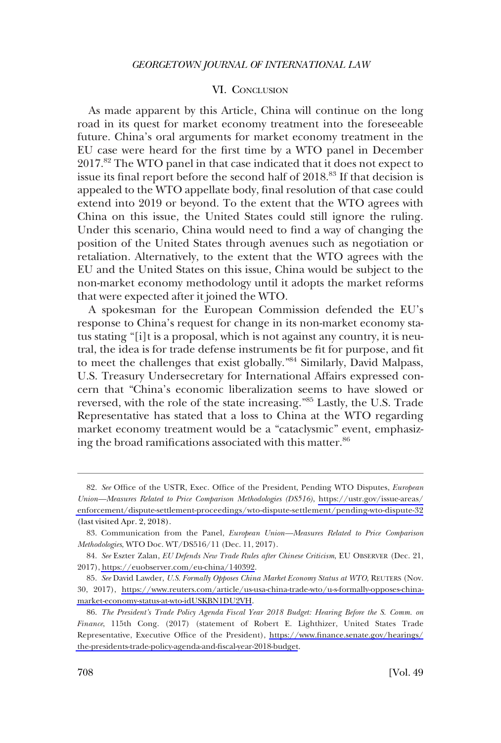## VI. Conclusion

As made apparent by this Article, China will continue on the long road in its quest for market economy treatment into the foreseeable future. China's oral arguments for market economy treatment in the EU case were heard for the first time by a WTO panel in December 2017.[82] The WTO panel in that case indicated that it does not expect to issue its final report before the second half of 2018.[83] If that decision is appealed to the WTO appellate body, final resolution of that case could extend into 2019 or beyond. To the extent that the WTO agrees with China on this issue, the United States could still ignore the ruling. Under this scenario, China would need to find a way of changing the position of the United States through avenues such as negotiation or retaliation. Alternatively, to the extent that the WTO agrees with the EU and the United States on this issue, China would be subject to the non-market economy methodology until it adopts the market reforms that were expected after it joined the WTO.

A spokesman for the European Commission defended the EU's response to China's request for change in its non-market economy status stating "[i]t is a proposal, which is not against any country, it is neutral, the idea is for trade defense instruments be fit for purpose, and fit to meet the challenges that exist globally."[84] Similarly, David Malpass, U.S. Treasury Undersecretary for International Affairs expressed concern that "China's economic liberalization seems to have slowed or reversed, with the role of the state increasing."[85] Lastly, the U.S. Trade Representative has stated that a loss to China at the WTO regarding market economy treatment would be a "cataclysmic" event, emphasizing the broad ramifications associated with this matter.[86]

---

82. *See* Office of the USTR, Exec. Office of the President, Pending WTO Disputes, *European Union—Measures Related to Price Comparison Methodologies (DS516)*, https://ustr.gov/issue-areas/enforcement/dispute-settlement-proceedings/wto-dispute-settlement/pending-wto-dispute-32 (last visited Apr. 2, 2018).

83. Communication from the Panel, *European Union—Measures Related to Price Comparison Methodologies*, WTO Doc. WT/DS516/11 (Dec. 11, 2017).

84. *See* Eszter Zalan, *EU Defends New Trade Rules after Chinese Criticism*, EU OBSERVER (Dec. 21, 2017), https://euobserver.com/eu-china/140392.

85. *See* David Lawder, *U.S. Formally Opposes China Market Economy Status at WTO*, REUTERS (Nov. 30, 2017), https://www.reuters.com/article/us-usa-china-trade-wto/u-s-formally-opposes-china-market-economy-status-at-wto-idUSKBN1DU2VH.

86. *The President's Trade Policy Agenda Fiscal Year 2018 Budget: Hearing Before the S. Comm. on Finance*, 115th Cong. (2017) (statement of Robert E. Lighthizer, United States Trade Representative, Executive Office of the President), https://www.finance.senate.gov/hearings/the-presidents-trade-policy-agenda-and-fiscal-year-2018-budget.